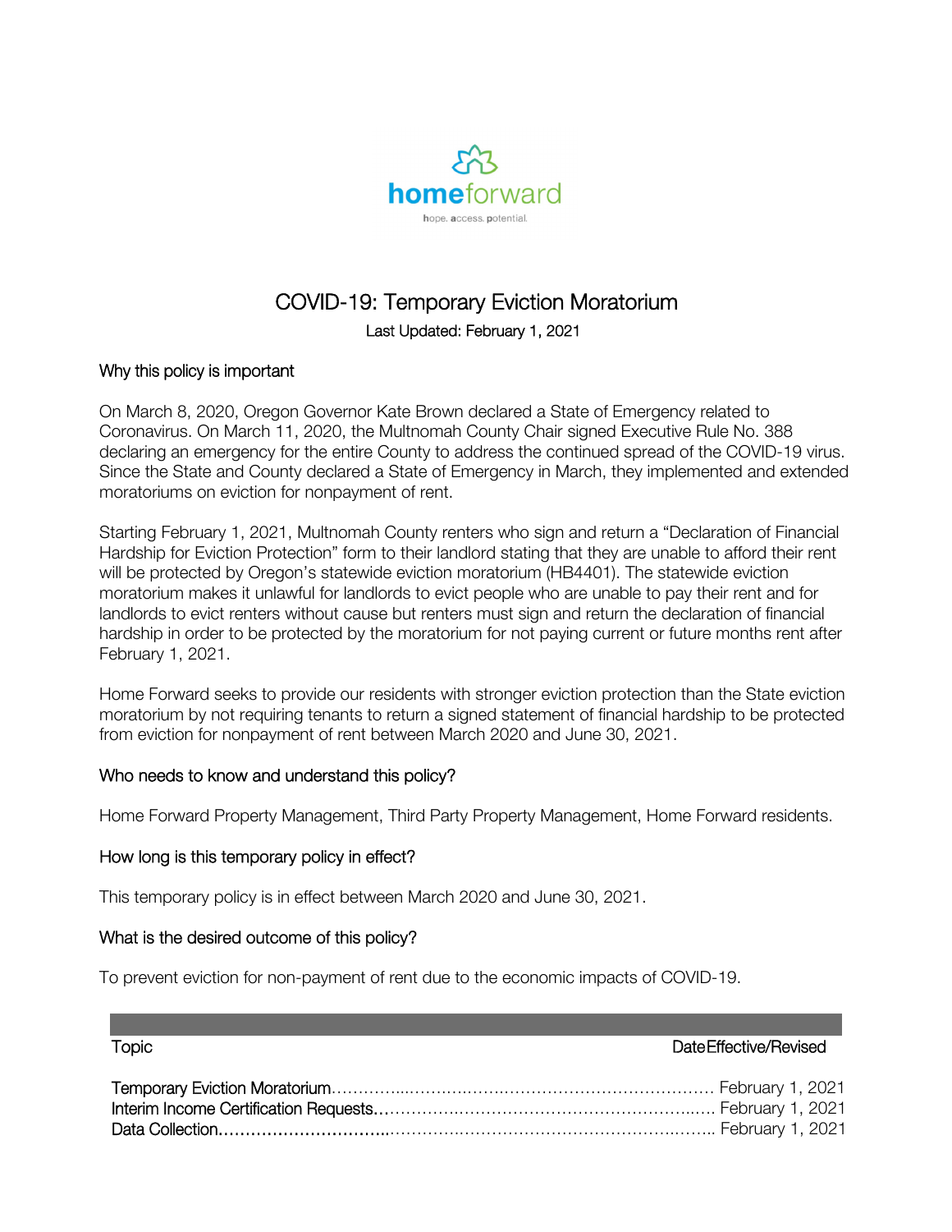homeforward

hope. access. potential.

# COVID-19: Temporary Eviction Moratorium

Last Updated: February 1, 2021

## Why this policy is important

On March 8, 2020, Oregon Governor Kate Brown declared a State of Emergency related to Coronavirus. On March 11, 2020, the Multnomah County Chair signed Executive Rule No. 388 declaring an emergency for the entire County to address the continued spread of the COVID-19 virus. Since the State and County declared a State of Emergency in March, they implemented and extended moratoriums on eviction for nonpayment of rent.

Starting February 1, 2021, Multnomah County renters who sign and return a "Declaration of Financial Hardship for Eviction Protection" form to their landlord stating that they are unable to afford their rent will be protected by Oregon's statewide eviction moratorium (HB4401). The statewide eviction moratorium makes it unlawful for landlords to evict people who are unable to pay their rent and for landlords to evict renters without cause but renters must sign and return the declaration of financial hardship in order to be protected by the moratorium for not paying current or future months rent after February 1, 2021.

Home Forward seeks to provide our residents with stronger eviction protection than the State eviction moratorium by not requiring tenants to return a signed statement of financial hardship to be protected from eviction for nonpayment of rent between March 2020 and June 30, 2021.

## Who needs to know and understand this policy?

Home Forward Property Management, Third Party Property Management, Home Forward residents.

## How long is this temporary policy in effect?

This temporary policy is in effect between March 2020 and June 30, 2021.

## What is the desired outcome of this policy?

To prevent eviction for non-payment of rent due to the economic impacts of COVID-19.

| Topic | Date Effective/Revised |
|---|---|
| Temporary Eviction Moratorium | February 1, 2021 |
| Interim Income Certification Requests | February 1, 2021 |
| Data Collection | February 1, 2021 |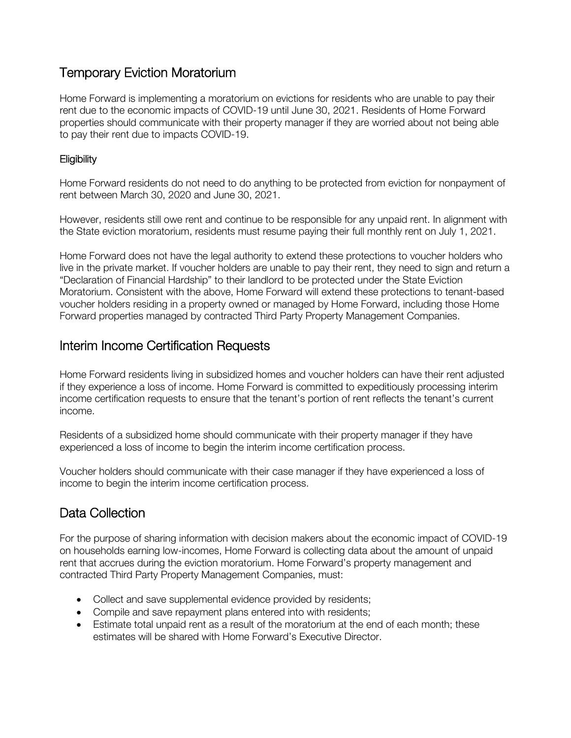## Temporary Eviction Moratorium

Home Forward is implementing a moratorium on evictions for residents who are unable to pay their rent due to the economic impacts of COVID-19 until June 30, 2021. Residents of Home Forward properties should communicate with their property manager if they are worried about not being able to pay their rent due to impacts COVID-19.

### Eligibility

Home Forward residents do not need to do anything to be protected from eviction for nonpayment of rent between March 30, 2020 and June 30, 2021.

However, residents still owe rent and continue to be responsible for any unpaid rent. In alignment with the State eviction moratorium, residents must resume paying their full monthly rent on July 1, 2021.

Home Forward does not have the legal authority to extend these protections to voucher holders who live in the private market. If voucher holders are unable to pay their rent, they need to sign and return a "Declaration of Financial Hardship" to their landlord to be protected under the State Eviction Moratorium. Consistent with the above, Home Forward will extend these protections to tenant-based voucher holders residing in a property owned or managed by Home Forward, including those Home Forward properties managed by contracted Third Party Property Management Companies.

## Interim Income Certification Requests

Home Forward residents living in subsidized homes and voucher holders can have their rent adjusted if they experience a loss of income. Home Forward is committed to expeditiously processing interim income certification requests to ensure that the tenant's portion of rent reflects the tenant's current income.

Residents of a subsidized home should communicate with their property manager if they have experienced a loss of income to begin the interim income certification process.

Voucher holders should communicate with their case manager if they have experienced a loss of income to begin the interim income certification process.

## Data Collection

For the purpose of sharing information with decision makers about the economic impact of COVID-19 on households earning low-incomes, Home Forward is collecting data about the amount of unpaid rent that accrues during the eviction moratorium. Home Forward's property management and contracted Third Party Property Management Companies, must:

- Collect and save supplemental evidence provided by residents;
- Compile and save repayment plans entered into with residents;
- Estimate total unpaid rent as a result of the moratorium at the end of each month; these estimates will be shared with Home Forward's Executive Director.